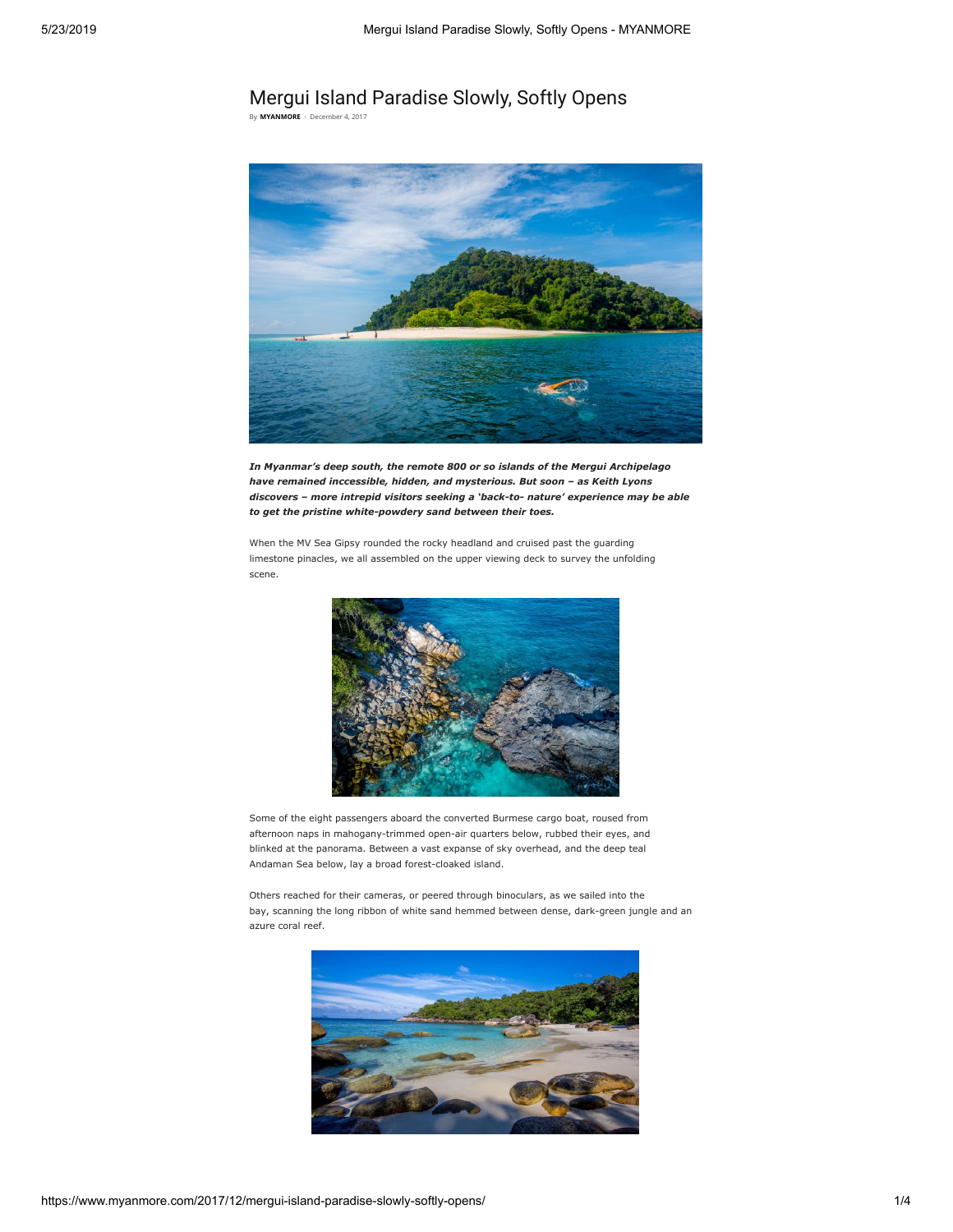# Mergui Island Paradise Slowly, Softly Opens

By **MYANMORE** - December 4, 2017

***In Myanmar's deep south, the remote 800 or so islands of the Mergui Archipelago have remained inccessible, hidden, and mysterious. But soon – as Keith Lyons discovers – more intrepid visitors seeking a 'back-to- nature' experience may be able to get the pristine white-powdery sand between their toes.***

When the MV Sea Gipsy rounded the rocky headland and cruised past the guarding limestone pinacles, we all assembled on the upper viewing deck to survey the unfolding scene.

Some of the eight passengers aboard the converted Burmese cargo boat, roused from afternoon naps in mahogany-trimmed open-air quarters below, rubbed their eyes, and blinked at the panorama. Between a vast expanse of sky overhead, and the deep teal Andaman Sea below, lay a broad forest-cloaked island.

Others reached for their cameras, or peered through binoculars, as we sailed into the bay, scanning the long ribbon of white sand hemmed between dense, dark-green jungle and an azure coral reef.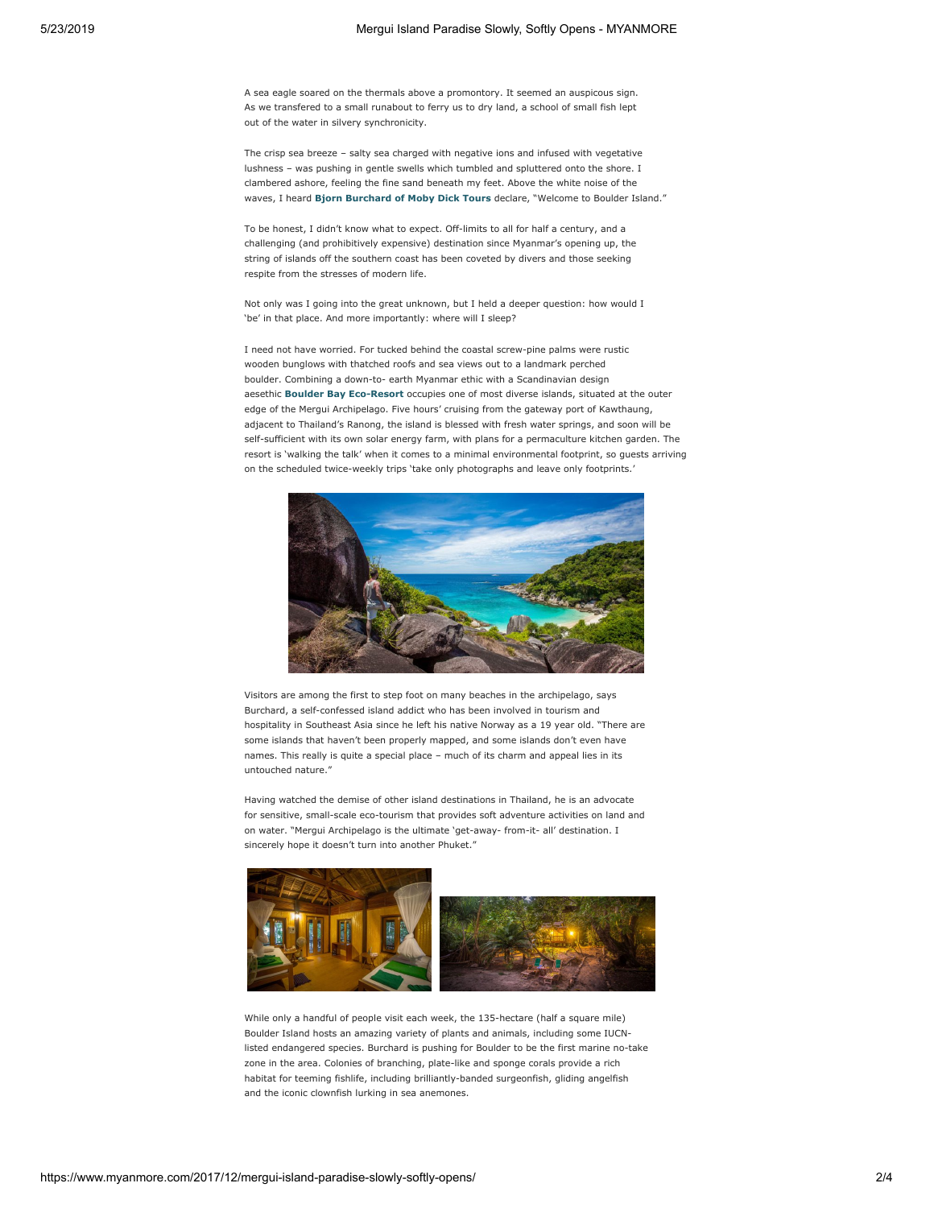A sea eagle soared on the thermals above a promontory. It seemed an auspicous sign. As we transfered to a small runabout to ferry us to dry land, a school of small fish lept out of the water in silvery synchronicity.

The crisp sea breeze – salty sea charged with negative ions and infused with vegetative lushness – was pushing in gentle swells which tumbled and spluttered onto the shore. I clambered ashore, feeling the fine sand beneath my feet. Above the white noise of the waves, I heard **Bjorn Burchard of Moby Dick Tours** declare, "Welcome to Boulder Island."

To be honest, I didn't know what to expect. Off-limits to all for half a century, and a challenging (and prohibitively expensive) destination since Myanmar's opening up, the string of islands off the southern coast has been coveted by divers and those seeking respite from the stresses of modern life.

Not only was I going into the great unknown, but I held a deeper question: how would I 'be' in that place. And more importantly: where will I sleep?

I need not have worried. For tucked behind the coastal screw-pine palms were rustic wooden bunglows with thatched roofs and sea views out to a landmark perched boulder. Combining a down-to- earth Myanmar ethic with a Scandinavian design aesethic **Boulder Bay Eco-Resort** occupies one of most diverse islands, situated at the outer edge of the Mergui Archipelago. Five hours' cruising from the gateway port of Kawthaung, adjacent to Thailand's Ranong, the island is blessed with fresh water springs, and soon will be self-sufficient with its own solar energy farm, with plans for a permaculture kitchen garden. The resort is 'walking the talk' when it comes to a minimal environmental footprint, so guests arriving on the scheduled twice-weekly trips 'take only photographs and leave only footprints.'

Visitors are among the first to step foot on many beaches in the archipelago, says Burchard, a self-confessed island addict who has been involved in tourism and hospitality in Southeast Asia since he left his native Norway as a 19 year old. "There are some islands that haven't been properly mapped, and some islands don't even have names. This really is quite a special place – much of its charm and appeal lies in its untouched nature."

Having watched the demise of other island destinations in Thailand, he is an advocate for sensitive, small-scale eco-tourism that provides soft adventure activities on land and on water. "Mergui Archipelago is the ultimate 'get-away- from-it- all' destination. I sincerely hope it doesn't turn into another Phuket."

While only a handful of people visit each week, the 135-hectare (half a square mile) Boulder Island hosts an amazing variety of plants and animals, including some IUCN-listed endangered species. Burchard is pushing for Boulder to be the first marine no-take zone in the area. Colonies of branching, plate-like and sponge corals provide a rich habitat for teeming fishlife, including brilliantly-banded surgeonfish, gliding angelfish and the iconic clownfish lurking in sea anemones.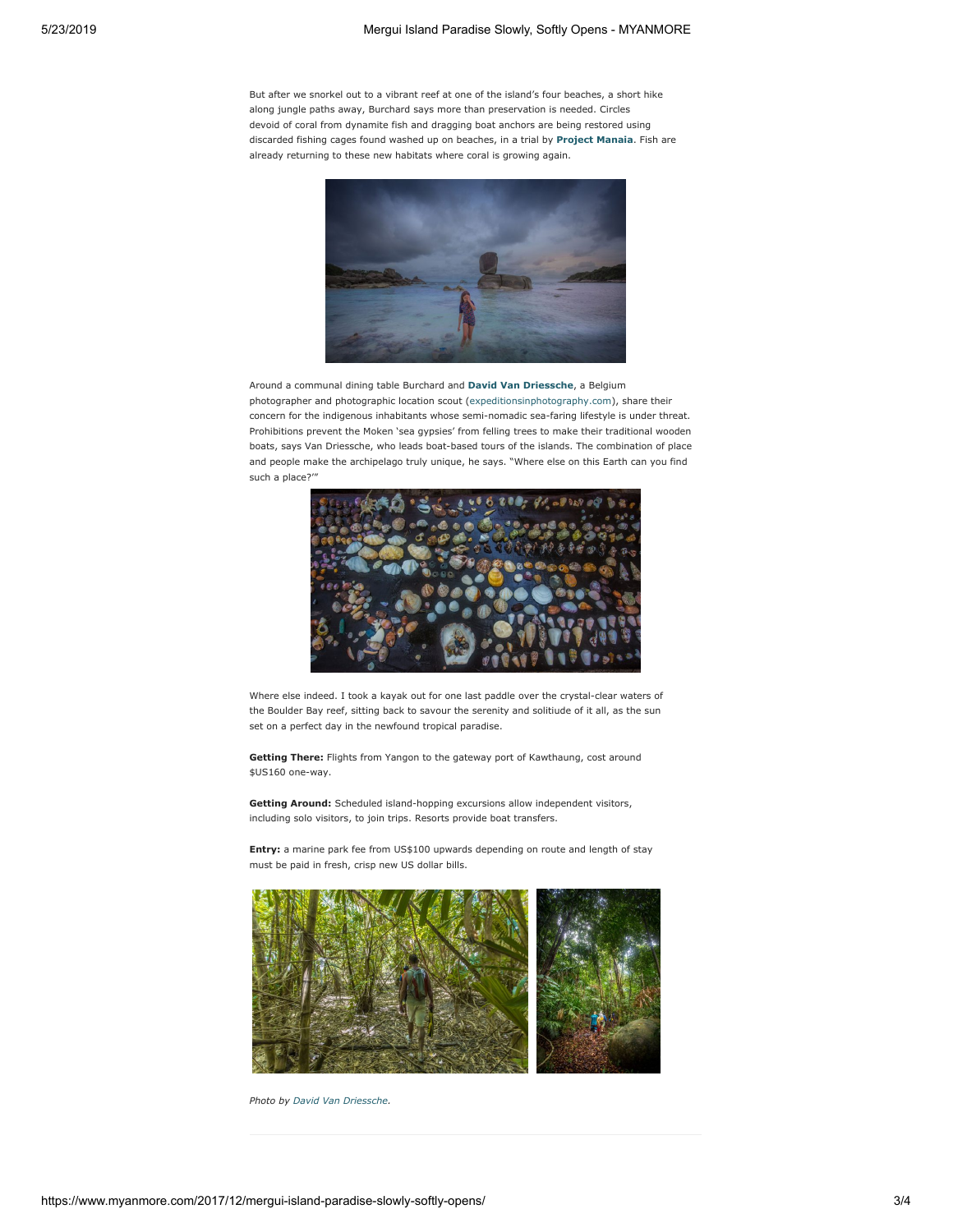But after we snorkel out to a vibrant reef at one of the island's four beaches, a short hike along jungle paths away, Burchard says more than preservation is needed. Circles devoid of coral from dynamite fish and dragging boat anchors are being restored using discarded fishing cages found washed up on beaches, in a trial by **Project Manaia**. Fish are already returning to these new habitats where coral is growing again.

Around a communal dining table Burchard and **David Van Driessche**, a Belgium photographer and photographic location scout (expeditionsinphotography.com), share their concern for the indigenous inhabitants whose semi-nomadic sea-faring lifestyle is under threat. Prohibitions prevent the Moken 'sea gypsies' from felling trees to make their traditional wooden boats, says Van Driessche, who leads boat-based tours of the islands. The combination of place and people make the archipelago truly unique, he says. "Where else on this Earth can you find such a place?'"

Where else indeed. I took a kayak out for one last paddle over the crystal-clear waters of the Boulder Bay reef, sitting back to savour the serenity and solitiude of it all, as the sun set on a perfect day in the newfound tropical paradise.

**Getting There:** Flights from Yangon to the gateway port of Kawthaung, cost around $US160 one-way.

**Getting Around:** Scheduled island-hopping excursions allow independent visitors, including solo visitors, to join trips. Resorts provide boat transfers.

**Entry:** a marine park fee from US$100 upwards depending on route and length of stay must be paid in fresh, crisp new US dollar bills.

*Photo by David Van Driessche.*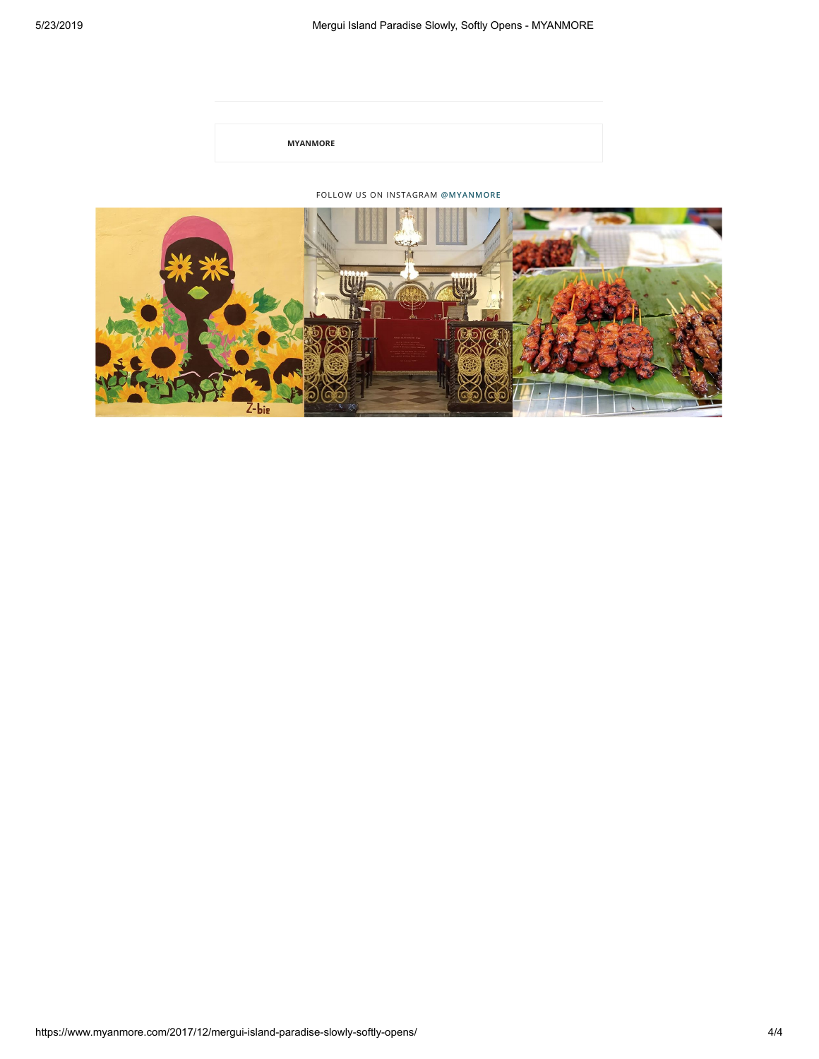MYANMORE

FOLLOW US ON INSTAGRAM @MYANMORE